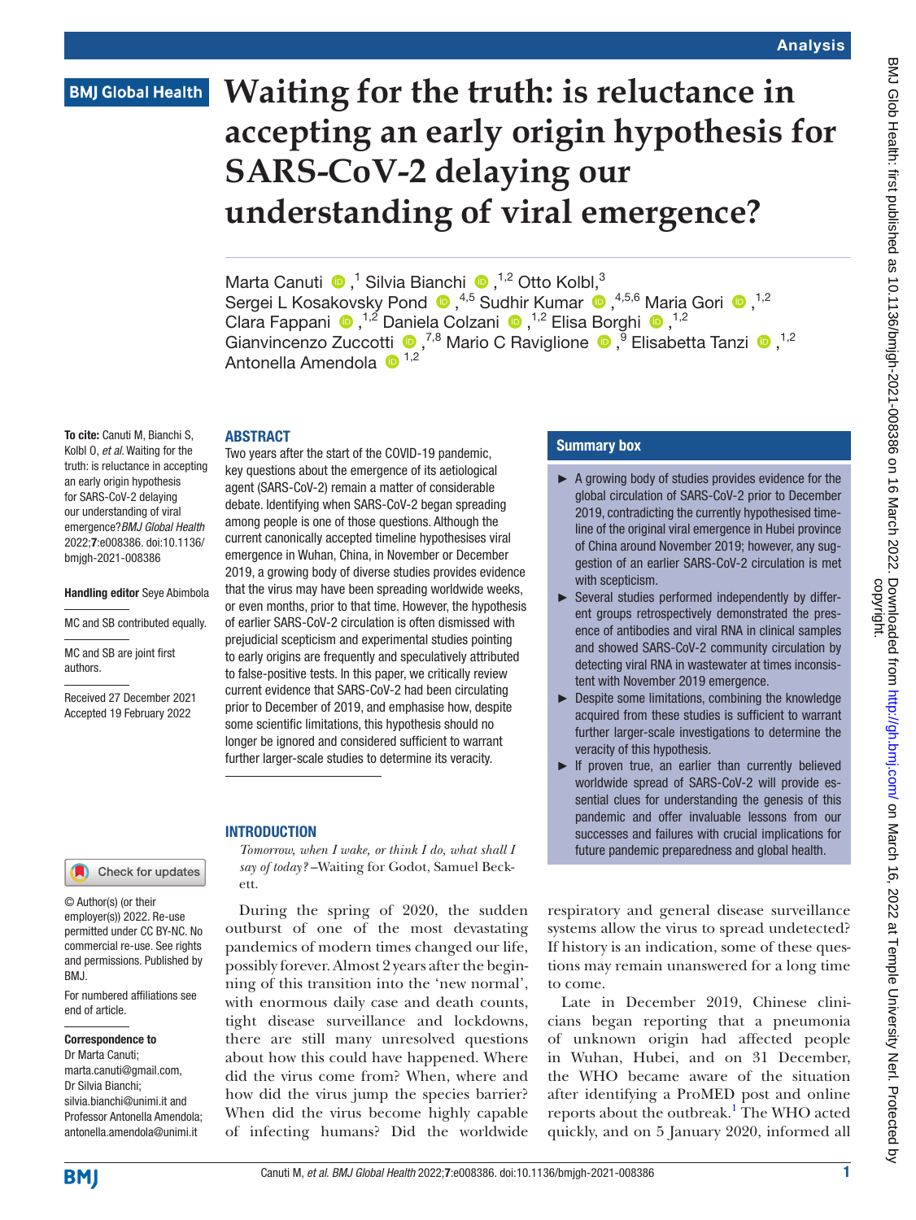Analysis

BMJ Global Health

# Waiting for the truth: is reluctance in accepting an early origin hypothesis for SARS-CoV-2 delaying our understanding of viral emergence?

Marta Canuti [1], Silvia Bianchi [1,2], Otto Kolbl [3], Sergei L Kosakovsky Pond [4,5], Sudhir Kumar [4,5,6], Maria Gori [1,2], Clara Fappani [1,2], Daniela Colzani [1,2], Elisa Borghi [1,2], Gianvincenzo Zuccotti [7,8], Mario C Raviglione [9], Elisabetta Tanzi [1,2], Antonella Amendola [1,2]

**To cite:** Canuti M, Bianchi S, Kolbl O, *et al*. Waiting for the truth: is reluctance in accepting an early origin hypothesis for SARS-CoV-2 delaying our understanding of viral emergence? *BMJ Global Health* 2022;**7**:e008386. doi:10.1136/bmjgh-2021-008386

**Handling editor** Seye Abimbola

MC and SB contributed equally.

MC and SB are joint first authors.

Received 27 December 2021
Accepted 19 February 2022

© Author(s) (or their employer(s)) 2022. Re-use permitted under CC BY-NC. No commercial re-use. See rights and permissions. Published by BMJ.

For numbered affiliations see end of article.

**Correspondence to**
Dr Marta Canuti; marta.canuti@gmail.com, Dr Silvia Bianchi; silvia.bianchi@unimi.it and Professor Antonella Amendola; antonella.amendola@unimi.it

## ABSTRACT

Two years after the start of the COVID-19 pandemic, key questions about the emergence of its aetiological agent (SARS-CoV-2) remain a matter of considerable debate. Identifying when SARS-CoV-2 began spreading among people is one of those questions. Although the current canonically accepted timeline hypothesises viral emergence in Wuhan, China, in November or December 2019, a growing body of diverse studies provides evidence that the virus may have been spreading worldwide weeks, or even months, prior to that time. However, the hypothesis of earlier SARS-CoV-2 circulation is often dismissed with prejudicial scepticism and experimental studies pointing to early origins are frequently and speculatively attributed to false-positive tests. In this paper, we critically review current evidence that SARS-CoV-2 had been circulating prior to December of 2019, and emphasise how, despite some scientific limitations, this hypothesis should no longer be ignored and considered sufficient to warrant further larger-scale studies to determine its veracity.

## Summary box

- A growing body of studies provides evidence for the global circulation of SARS-CoV-2 prior to December 2019, contradicting the currently hypothesised timeline of the original viral emergence in Hubei province of China around November 2019; however, any suggestion of an earlier SARS-CoV-2 circulation is met with scepticism.
- Several studies performed independently by different groups retrospectively demonstrated the presence of antibodies and viral RNA in clinical samples and showed SARS-CoV-2 community circulation by detecting viral RNA in wastewater at times inconsistent with November 2019 emergence.
- Despite some limitations, combining the knowledge acquired from these studies is sufficient to warrant further larger-scale investigations to determine the veracity of this hypothesis.
- If proven true, an earlier than currently believed worldwide spread of SARS-CoV-2 will provide essential clues for understanding the genesis of this pandemic and offer invaluable lessons from our successes and failures with crucial implications for future pandemic preparedness and global health.

## INTRODUCTION

*Tomorrow, when I wake, or think I do, what shall I say of today?* –Waiting for Godot, Samuel Beckett.

During the spring of 2020, the sudden outburst of one of the most devastating pandemics of modern times changed our life, possibly forever. Almost 2 years after the beginning of this transition into the 'new normal', with enormous daily case and death counts, tight disease surveillance and lockdowns, there are still many unresolved questions about how this could have happened. Where did the virus come from? When, where and how did the virus jump the species barrier? When did the virus become highly capable of infecting humans? Did the worldwide respiratory and general disease surveillance systems allow the virus to spread undetected? If history is an indication, some of these questions may remain unanswered for a long time to come.

Late in December 2019, Chinese clinicians began reporting that a pneumonia of unknown origin had affected people in Wuhan, Hubei, and on 31 December, the WHO became aware of the situation after identifying a ProMED post and online reports about the outbreak.[1] The WHO acted quickly, and on 5 January 2020, informed all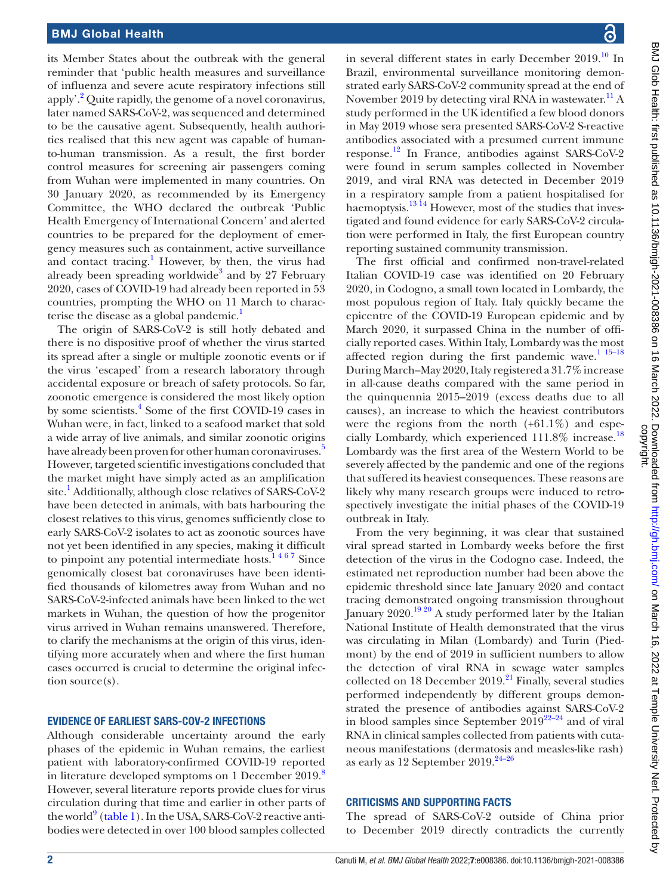its Member States about the outbreak with the general reminder that 'public health measures and surveillance of influenza and severe acute respiratory infections still apply'.[2] Quite rapidly, the genome of a novel coronavirus, later named SARS-CoV-2, was sequenced and determined to be the causative agent. Subsequently, health authorities realised that this new agent was capable of human-to-human transmission. As a result, the first border control measures for screening air passengers coming from Wuhan were implemented in many countries. On 30 January 2020, as recommended by its Emergency Committee, the WHO declared the outbreak 'Public Health Emergency of International Concern' and alerted countries to be prepared for the deployment of emergency measures such as containment, active surveillance and contact tracing.[1] However, by then, the virus had already been spreading worldwide[3] and by 27 February 2020, cases of COVID-19 had already been reported in 53 countries, prompting the WHO on 11 March to characterise the disease as a global pandemic.[1]

The origin of SARS-CoV-2 is still hotly debated and there is no dispositive proof of whether the virus started its spread after a single or multiple zoonotic events or if the virus 'escaped' from a research laboratory through accidental exposure or breach of safety protocols. So far, zoonotic emergence is considered the most likely option by some scientists.[4] Some of the first COVID-19 cases in Wuhan were, in fact, linked to a seafood market that sold a wide array of live animals, and similar zoonotic origins have already been proven for other human coronaviruses.[5] However, targeted scientific investigations concluded that the market might have simply acted as an amplification site.[1] Additionally, although close relatives of SARS-CoV-2 have been detected in animals, with bats harbouring the closest relatives to this virus, genomes sufficiently close to early SARS-CoV-2 isolates to act as zoonotic sources have not yet been identified in any species, making it difficult to pinpoint any potential intermediate hosts.[1,4,6,7] Since genomically closest bat coronaviruses have been identified thousands of kilometres away from Wuhan and no SARS-CoV-2-infected animals have been linked to the wet markets in Wuhan, the question of how the progenitor virus arrived in Wuhan remains unanswered. Therefore, to clarify the mechanisms at the origin of this virus, identifying more accurately when and where the first human cases occurred is crucial to determine the original infection source(s).

## EVIDENCE OF EARLIEST SARS-COV-2 INFECTIONS

Although considerable uncertainty around the early phases of the epidemic in Wuhan remains, the earliest patient with laboratory-confirmed COVID-19 reported in literature developed symptoms on 1 December 2019.[8] However, several literature reports provide clues for virus circulation during that time and earlier in other parts of the world[9] (table 1). In the USA, SARS-CoV-2 reactive antibodies were detected in over 100 blood samples collected in several different states in early December 2019.[10] In Brazil, environmental surveillance monitoring demonstrated early SARS-CoV-2 community spread at the end of November 2019 by detecting viral RNA in wastewater.[11] A study performed in the UK identified a few blood donors in May 2019 whose sera presented SARS-CoV-2 S-reactive antibodies associated with a presumed current immune response.[12] In France, antibodies against SARS-CoV-2 were found in serum samples collected in November 2019, and viral RNA was detected in December 2019 in a respiratory sample from a patient hospitalised for haemoptysis.[13,14] However, most of the studies that investigated and found evidence for early SARS-CoV-2 circulation were performed in Italy, the first European country reporting sustained community transmission.

The first official and confirmed non-travel-related Italian COVID-19 case was identified on 20 February 2020, in Codogno, a small town located in Lombardy, the most populous region of Italy. Italy quickly became the epicentre of the COVID-19 European epidemic and by March 2020, it surpassed China in the number of officially reported cases. Within Italy, Lombardy was the most affected region during the first pandemic wave.[1,15–18] During March–May 2020, Italy registered a 31.7% increase in all-cause deaths compared with the same period in the quinquennia 2015–2019 (excess deaths due to all causes), an increase to which the heaviest contributors were the regions from the north (+61.1%) and especially Lombardy, which experienced 111.8% increase.[18] Lombardy was the first area of the Western World to be severely affected by the pandemic and one of the regions that suffered its heaviest consequences. These reasons are likely why many research groups were induced to retrospectively investigate the initial phases of the COVID-19 outbreak in Italy.

From the very beginning, it was clear that sustained viral spread started in Lombardy weeks before the first detection of the virus in the Codogno case. Indeed, the estimated net reproduction number had been above the epidemic threshold since late January 2020 and contact tracing demonstrated ongoing transmission throughout January 2020.[19,20] A study performed later by the Italian National Institute of Health demonstrated that the virus was circulating in Milan (Lombardy) and Turin (Piedmont) by the end of 2019 in sufficient numbers to allow the detection of viral RNA in sewage water samples collected on 18 December 2019.[21] Finally, several studies performed independently by different groups demonstrated the presence of antibodies against SARS-CoV-2 in blood samples since September 2019[22–24] and of viral RNA in clinical samples collected from patients with cutaneous manifestations (dermatosis and measles-like rash) as early as 12 September 2019.[24–26]

## CRITICISMS AND SUPPORTING FACTS

The spread of SARS-CoV-2 outside of China prior to December 2019 directly contradicts the currently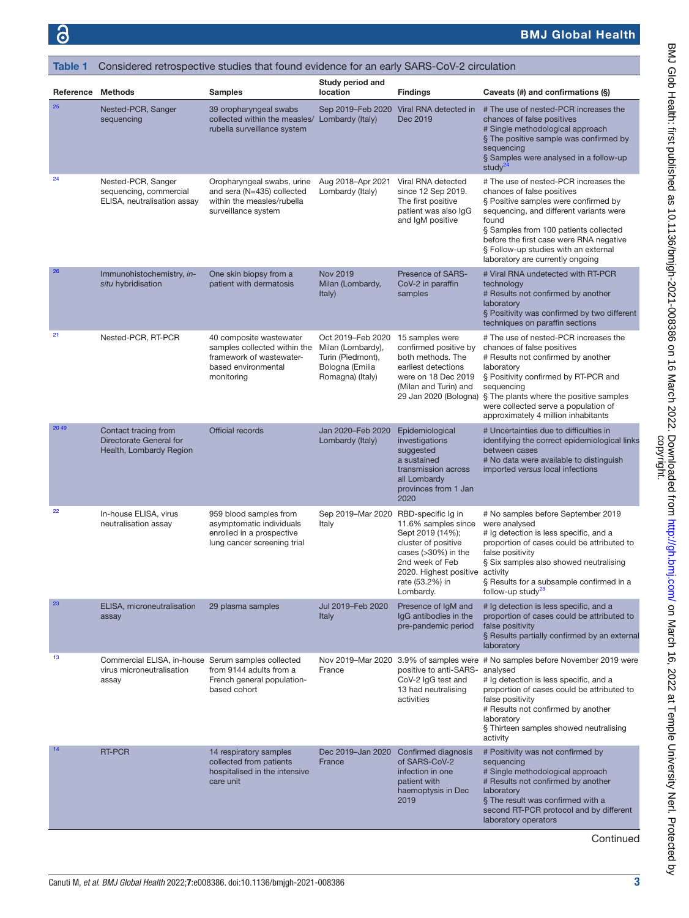**Table 1** Considered retrospective studies that found evidence for an early SARS-CoV-2 circulation

| Reference | Methods | Samples | Study period and location | Findings | Caveats (#) and confirmations (§) |
|---|---|---|---|---|---|
| 25 | Nested-PCR, Sanger sequencing | 39 oropharyngeal swabs collected within the measles/rubella surveillance system | Sep 2019–Feb 2020 Lombardy (Italy) | Viral RNA detected in Dec 2019 | # The use of nested-PCR increases the chances of false positives<br># Single methodological approach<br>§ The positive sample was confirmed by sequencing<br>§ Samples were analysed in a follow-up study[24] |
| 24 | Nested-PCR, Sanger sequencing, commercial ELISA, neutralisation assay | Oropharyngeal swabs, urine and sera (N=435) collected within the measles/rubella surveillance system | Aug 2018–Apr 2021 Lombardy (Italy) | Viral RNA detected since 12 Sep 2019. The first positive patient was also IgG and IgM positive | # The use of nested-PCR increases the chances of false positives<br>§ Positive samples were confirmed by sequencing, and different variants were found<br>§ Samples from 100 patients collected before the first case were RNA negative<br>§ Follow-up studies with an external laboratory are currently ongoing |
| 26 | Immunohistochemistry, *in-situ* hybridisation | One skin biopsy from a patient with dermatosis | Nov 2019 Milan (Lombardy, Italy) | Presence of SARS-CoV-2 in paraffin samples | # Viral RNA undetected with RT-PCR technology<br># Results not confirmed by another laboratory<br>§ Positivity was confirmed by two different techniques on paraffin sections |
| 21 | Nested-PCR, RT-PCR | 40 composite wastewater samples collected within the framework of wastewater-based environmental monitoring | Oct 2019–Feb 2020 Milan (Lombardy), Turin (Piedmont), Bologna (Emilia Romagna) (Italy) | 15 samples were confirmed positive by both methods. The earliest detections were on 18 Dec 2019 (Milan and Turin) and 29 Jan 2020 (Bologna) | # The use of nested-PCR increases the chances of false positives<br># Results not confirmed by another laboratory<br>§ Positivity confirmed by RT-PCR and sequencing<br>§ The plants where the positive samples were collected serve a population of approximately 4 million inhabitants |
| 20 49 | Contact tracing from Directorate General for Health, Lombardy Region | Official records | Jan 2020–Feb 2020 Lombardy (Italy) | Epidemiological investigations suggested a sustained transmission across all Lombardy provinces from 1 Jan 2020 | # Uncertainties due to difficulties in identifying the correct epidemiological links between cases<br># No data were available to distinguish imported *versus* local infections |
| 22 | In-house ELISA, virus neutralisation assay | 959 blood samples from asymptomatic individuals enrolled in a prospective lung cancer screening trial | Sep 2019–Mar 2020 Italy | RBD-specific Ig in 11.6% samples since Sept 2019 (14%); cluster of positive cases (>30%) in the 2nd week of Feb 2020. Highest positive rate (53.2%) in Lombardy. | # No samples before September 2019 were analysed<br># Ig detection is less specific, and a proportion of cases could be attributed to false positivity<br>§ Six samples also showed neutralising activity<br>§ Results for a subsample confirmed in a follow-up study[23] |
| 23 | ELISA, microneutralisation assay | 29 plasma samples | Jul 2019–Feb 2020 Italy | Presence of IgM and IgG antibodies in the pre-pandemic period | # Ig detection is less specific, and a proportion of cases could be attributed to false positivity<br>§ Results partially confirmed by an external laboratory |
| 13 | Commercial ELISA, in-house virus microneutralisation assay | Serum samples collected from 9144 adults from a French general population-based cohort | Nov 2019–Mar 2020 France | 3.9% of samples were positive to anti-SARS-CoV-2 IgG test and 13 had neutralising activities | # No samples before November 2019 were analysed<br># Ig detection is less specific, and a proportion of cases could be attributed to false positivity<br># Results not confirmed by another laboratory<br>§ Thirteen samples showed neutralising activity |
| 14 | RT-PCR | 14 respiratory samples collected from patients hospitalised in the intensive care unit | Dec 2019–Jan 2020 France | Confirmed diagnosis of SARS-CoV-2 infection in one patient with haemoptysis in Dec 2019 | # Positivity was not confirmed by sequencing<br># Single methodological approach<br># Results not confirmed by another laboratory<br>§ The result was confirmed with a second RT-PCR protocol and by different laboratory operators |

Continued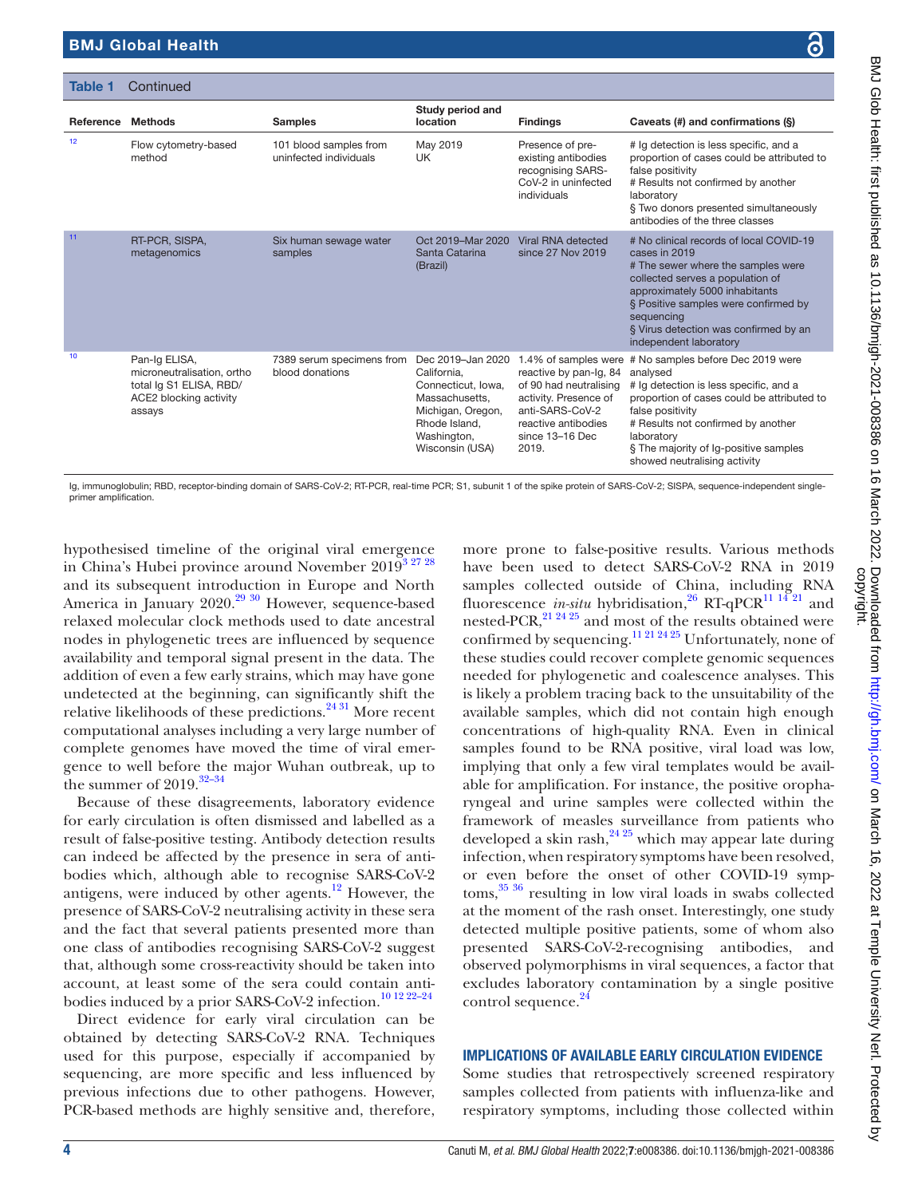**Table 1** Continued

| Reference | Methods | Samples | Study period and location | Findings | Caveats (#) and confirmations (§) |
|---|---|---|---|---|---|
| 12 | Flow cytometry-based method | 101 blood samples from uninfected individuals | May 2019 UK | Presence of pre-existing antibodies recognising SARS-CoV-2 in uninfected individuals | # Ig detection is less specific, and a proportion of cases could be attributed to false positivity<br># Results not confirmed by another laboratory<br>§ Two donors presented simultaneously antibodies of the three classes |
| 11 | RT-PCR, SISPA, metagenomics | Six human sewage water samples | Oct 2019–Mar 2020 Santa Catarina (Brazil) | Viral RNA detected since 27 Nov 2019 | # No clinical records of local COVID-19 cases in 2019<br># The sewer where the samples were collected serves a population of approximately 5000 inhabitants<br>§ Positive samples were confirmed by sequencing<br>§ Virus detection was confirmed by an independent laboratory |
| 10 | Pan-Ig ELISA, microneutralisation, ortho total Ig S1 ELISA, RBD/ACE2 blocking activity assays | 7389 serum specimens from blood donations | Dec 2019–Jan 2020 California, Connecticut, Iowa, Massachusetts, Michigan, Oregon, Rhode Island, Washington, Wisconsin (USA) | 1.4% of samples were reactive by pan-Ig, 84 of 90 had neutralising activity. Presence of anti-SARS-CoV-2 reactive antibodies since 13–16 Dec 2019. | # No samples before Dec 2019 were analysed<br># Ig detection is less specific, and a proportion of cases could be attributed to false positivity<br># Results not confirmed by another laboratory<br>§ The majority of Ig-positive samples showed neutralising activity |

Ig, immunoglobulin; RBD, receptor-binding domain of SARS-CoV-2; RT-PCR, real-time PCR; S1, subunit 1 of the spike protein of SARS-CoV-2; SISPA, sequence-independent single-primer amplification.

hypothesised timeline of the original viral emergence in China's Hubei province around November 2019[3 27 28] and its subsequent introduction in Europe and North America in January 2020.[29 30] However, sequence-based relaxed molecular clock methods used to date ancestral nodes in phylogenetic trees are influenced by sequence availability and temporal signal present in the data. The addition of even a few early strains, which may have gone undetected at the beginning, can significantly shift the relative likelihoods of these predictions.[24 31] More recent computational analyses including a very large number of complete genomes have moved the time of viral emergence to well before the major Wuhan outbreak, up to the summer of 2019.[32–34]

Because of these disagreements, laboratory evidence for early circulation is often dismissed and labelled as a result of false-positive testing. Antibody detection results can indeed be affected by the presence in sera of antibodies which, although able to recognise SARS-CoV-2 antigens, were induced by other agents.[12] However, the presence of SARS-CoV-2 neutralising activity in these sera and the fact that several patients presented more than one class of antibodies recognising SARS-CoV-2 suggest that, although some cross-reactivity should be taken into account, at least some of the sera could contain antibodies induced by a prior SARS-CoV-2 infection.[10 12 22–24]

Direct evidence for early viral circulation can be obtained by detecting SARS-CoV-2 RNA. Techniques used for this purpose, especially if accompanied by sequencing, are more specific and less influenced by previous infections due to other pathogens. However, PCR-based methods are highly sensitive and, therefore, more prone to false-positive results. Various methods have been used to detect SARS-CoV-2 RNA in 2019 samples collected outside of China, including RNA fluorescence *in-situ* hybridisation,[26] RT-qPCR[11 14 21] and nested-PCR,[21 24 25] and most of the results obtained were confirmed by sequencing.[11 21 24 25] Unfortunately, none of these studies could recover complete genomic sequences needed for phylogenetic and coalescence analyses. This is likely a problem tracing back to the unsuitability of the available samples, which did not contain high enough concentrations of high-quality RNA. Even in clinical samples found to be RNA positive, viral load was low, implying that only a few viral templates would be available for amplification. For instance, the positive oropharyngeal and urine samples were collected within the framework of measles surveillance from patients who developed a skin rash,[24 25] which may appear late during infection, when respiratory symptoms have been resolved, or even before the onset of other COVID-19 symptoms,[35 36] resulting in low viral loads in swabs collected at the moment of the rash onset. Interestingly, one study detected multiple positive patients, some of whom also presented SARS-CoV-2-recognising antibodies, and observed polymorphisms in viral sequences, a factor that excludes laboratory contamination by a single positive control sequence.[24]

## IMPLICATIONS OF AVAILABLE EARLY CIRCULATION EVIDENCE

Some studies that retrospectively screened respiratory samples collected from patients with influenza-like and respiratory symptoms, including those collected within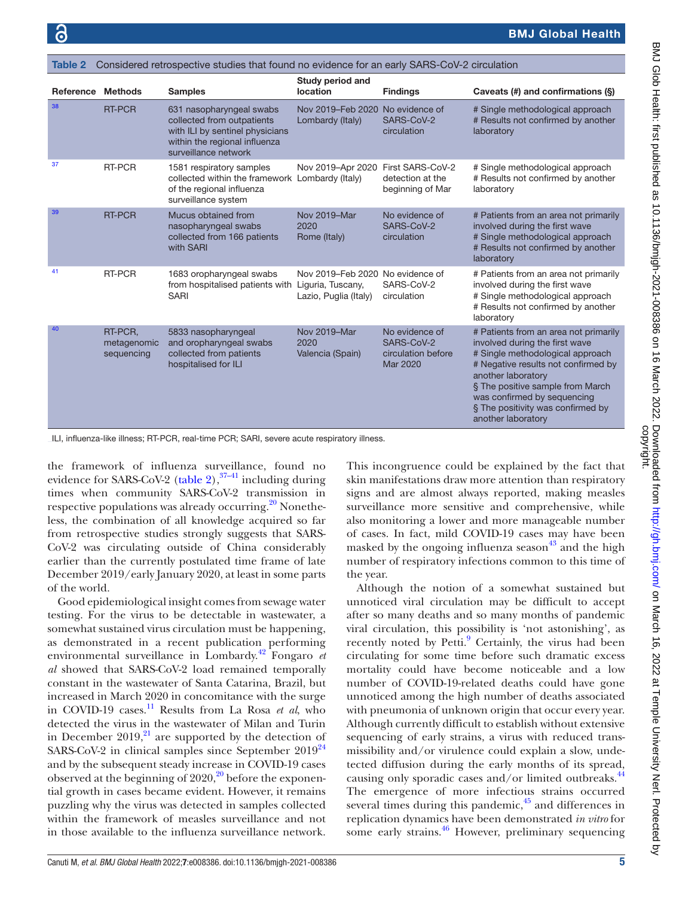Table 2 Considered retrospective studies that found no evidence for an early SARS-CoV-2 circulation

| Reference | Methods | Samples | Study period and location | Findings | Caveats (#) and confirmations (§) |
|---|---|---|---|---|---|
| 38 | RT-PCR | 631 nasopharyngeal swabs collected from outpatients with ILI by sentinel physicians within the regional influenza surveillance network | Nov 2019–Feb 2020 Lombardy (Italy) | No evidence of SARS-CoV-2 circulation | # Single methodological approach<br># Results not confirmed by another laboratory |
| 37 | RT-PCR | 1581 respiratory samples collected within the framework of the regional influenza surveillance system | Nov 2019–Apr 2020 Lombardy (Italy) | First SARS-CoV-2 detection at the beginning of Mar | # Single methodological approach<br># Results not confirmed by another laboratory |
| 39 | RT-PCR | Mucus obtained from nasopharyngeal swabs collected from 166 patients with SARI | Nov 2019–Mar 2020 Rome (Italy) | No evidence of SARS-CoV-2 circulation | # Patients from an area not primarily involved during the first wave<br># Single methodological approach<br># Results not confirmed by another laboratory |
| 41 | RT-PCR | 1683 oropharyngeal swabs from hospitalised patients with SARI | Nov 2019–Feb 2020 Liguria, Tuscany, Lazio, Puglia (Italy) | No evidence of SARS-CoV-2 circulation | # Patients from an area not primarily involved during the first wave<br># Single methodological approach<br># Results not confirmed by another laboratory |
| 40 | RT-PCR, metagenomic sequencing | 5833 nasopharyngeal and oropharyngeal swabs collected from patients hospitalised for ILI | Nov 2019–Mar 2020 Valencia (Spain) | No evidence of SARS-CoV-2 circulation before Mar 2020 | # Patients from an area not primarily involved during the first wave<br># Single methodological approach<br># Negative results not confirmed by another laboratory<br>§ The positive sample from March was confirmed by sequencing<br>§ The positivity was confirmed by another laboratory |

ILI, influenza-like illness; RT-PCR, real-time PCR; SARI, severe acute respiratory illness.

the framework of influenza surveillance, found no evidence for SARS-CoV-2 (table 2),[37–41] including during times when community SARS-CoV-2 transmission in respective populations was already occurring.[20] Nonetheless, the combination of all knowledge acquired so far from retrospective studies strongly suggests that SARS-CoV-2 was circulating outside of China considerably earlier than the currently postulated time frame of late December 2019/early January 2020, at least in some parts of the world.

Good epidemiological insight comes from sewage water testing. For the virus to be detectable in wastewater, a somewhat sustained virus circulation must be happening, as demonstrated in a recent publication performing environmental surveillance in Lombardy.[42] Fongaro *et al* showed that SARS-CoV-2 load remained temporally constant in the wastewater of Santa Catarina, Brazil, but increased in March 2020 in concomitance with the surge in COVID-19 cases.[11] Results from La Rosa *et al*, who detected the virus in the wastewater of Milan and Turin in December 2019,[21] are supported by the detection of SARS-CoV-2 in clinical samples since September 2019[24] and by the subsequent steady increase in COVID-19 cases observed at the beginning of 2020,[20] before the exponential growth in cases became evident. However, it remains puzzling why the virus was detected in samples collected within the framework of measles surveillance and not in those available to the influenza surveillance network. This incongruence could be explained by the fact that skin manifestations draw more attention than respiratory signs and are almost always reported, making measles surveillance more sensitive and comprehensive, while also monitoring a lower and more manageable number of cases. In fact, mild COVID-19 cases may have been masked by the ongoing influenza season[43] and the high number of respiratory infections common to this time of the year.

Although the notion of a somewhat sustained but unnoticed viral circulation may be difficult to accept after so many deaths and so many months of pandemic viral circulation, this possibility is 'not astonishing', as recently noted by Petti.[9] Certainly, the virus had been circulating for some time before such dramatic excess mortality could have become noticeable and a low number of COVID-19-related deaths could have gone unnoticed among the high number of deaths associated with pneumonia of unknown origin that occur every year. Although currently difficult to establish without extensive sequencing of early strains, a virus with reduced transmissibility and/or virulence could explain a slow, undetected diffusion during the early months of its spread, causing only sporadic cases and/or limited outbreaks.[44] The emergence of more infectious strains occurred several times during this pandemic,[45] and differences in replication dynamics have been demonstrated *in vitro* for some early strains.[46] However, preliminary sequencing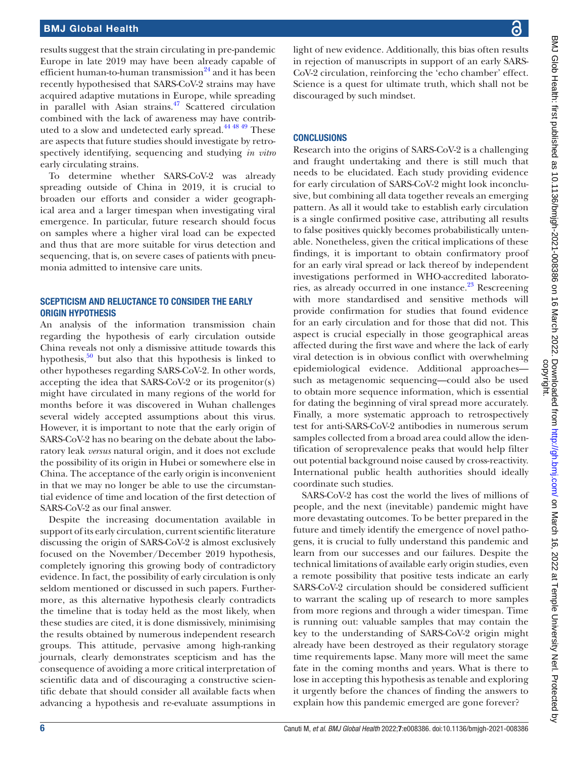results suggest that the strain circulating in pre-pandemic Europe in late 2019 may have been already capable of efficient human-to-human transmission[24] and it has been recently hypothesised that SARS-CoV-2 strains may have acquired adaptive mutations in Europe, while spreading in parallel with Asian strains.[47] Scattered circulation combined with the lack of awareness may have contributed to a slow and undetected early spread.[44 48 49] These are aspects that future studies should investigate by retrospectively identifying, sequencing and studying *in vitro* early circulating strains.

To determine whether SARS-CoV-2 was already spreading outside of China in 2019, it is crucial to broaden our efforts and consider a wider geographical area and a larger timespan when investigating viral emergence. In particular, future research should focus on samples where a higher viral load can be expected and thus that are more suitable for virus detection and sequencing, that is, on severe cases of patients with pneumonia admitted to intensive care units.

## SCEPTICISM AND RELUCTANCE TO CONSIDER THE EARLY ORIGIN HYPOTHESIS

An analysis of the information transmission chain regarding the hypothesis of early circulation outside China reveals not only a dismissive attitude towards this hypothesis,[50] but also that this hypothesis is linked to other hypotheses regarding SARS-CoV-2. In other words, accepting the idea that SARS-CoV-2 or its progenitor(s) might have circulated in many regions of the world for months before it was discovered in Wuhan challenges several widely accepted assumptions about this virus. However, it is important to note that the early origin of SARS-CoV-2 has no bearing on the debate about the laboratory leak *versus* natural origin, and it does not exclude the possibility of its origin in Hubei or somewhere else in China. The acceptance of the early origin is inconvenient in that we may no longer be able to use the circumstantial evidence of time and location of the first detection of SARS-CoV-2 as our final answer.

Despite the increasing documentation available in support of its early circulation, current scientific literature discussing the origin of SARS-CoV-2 is almost exclusively focused on the November/December 2019 hypothesis, completely ignoring this growing body of contradictory evidence. In fact, the possibility of early circulation is only seldom mentioned or discussed in such papers. Furthermore, as this alternative hypothesis clearly contradicts the timeline that is today held as the most likely, when these studies are cited, it is done dismissively, minimising the results obtained by numerous independent research groups. This attitude, pervasive among high-ranking journals, clearly demonstrates scepticism and has the consequence of avoiding a more critical interpretation of scientific data and of discouraging a constructive scientific debate that should consider all available facts when advancing a hypothesis and re-evaluate assumptions in light of new evidence. Additionally, this bias often results in rejection of manuscripts in support of an early SARS-CoV-2 circulation, reinforcing the 'echo chamber' effect. Science is a quest for ultimate truth, which shall not be discouraged by such mindset.

## CONCLUSIONS

Research into the origins of SARS-CoV-2 is a challenging and fraught undertaking and there is still much that needs to be elucidated. Each study providing evidence for early circulation of SARS-CoV-2 might look inconclusive, but combining all data together reveals an emerging pattern. As all it would take to establish early circulation is a single confirmed positive case, attributing all results to false positives quickly becomes probabilistically untenable. Nonetheless, given the critical implications of these findings, it is important to obtain confirmatory proof for an early viral spread or lack thereof by independent investigations performed in WHO-accredited laboratories, as already occurred in one instance.[23] Rescreening with more standardised and sensitive methods will provide confirmation for studies that found evidence for an early circulation and for those that did not. This aspect is crucial especially in those geographical areas affected during the first wave and where the lack of early viral detection is in obvious conflict with overwhelming epidemiological evidence. Additional approaches—such as metagenomic sequencing—could also be used to obtain more sequence information, which is essential for dating the beginning of viral spread more accurately. Finally, a more systematic approach to retrospectively test for anti-SARS-CoV-2 antibodies in numerous serum samples collected from a broad area could allow the identification of seroprevalence peaks that would help filter out potential background noise caused by cross-reactivity. International public health authorities should ideally coordinate such studies.

SARS-CoV-2 has cost the world the lives of millions of people, and the next (inevitable) pandemic might have more devastating outcomes. To be better prepared in the future and timely identify the emergence of novel pathogens, it is crucial to fully understand this pandemic and learn from our successes and our failures. Despite the technical limitations of available early origin studies, even a remote possibility that positive tests indicate an early SARS-CoV-2 circulation should be considered sufficient to warrant the scaling up of research to more samples from more regions and through a wider timespan. Time is running out: valuable samples that may contain the key to the understanding of SARS-CoV-2 origin might already have been destroyed as their regulatory storage time requirements lapse. Many more will meet the same fate in the coming months and years. What is there to lose in accepting this hypothesis as tenable and exploring it urgently before the chances of finding the answers to explain how this pandemic emerged are gone forever?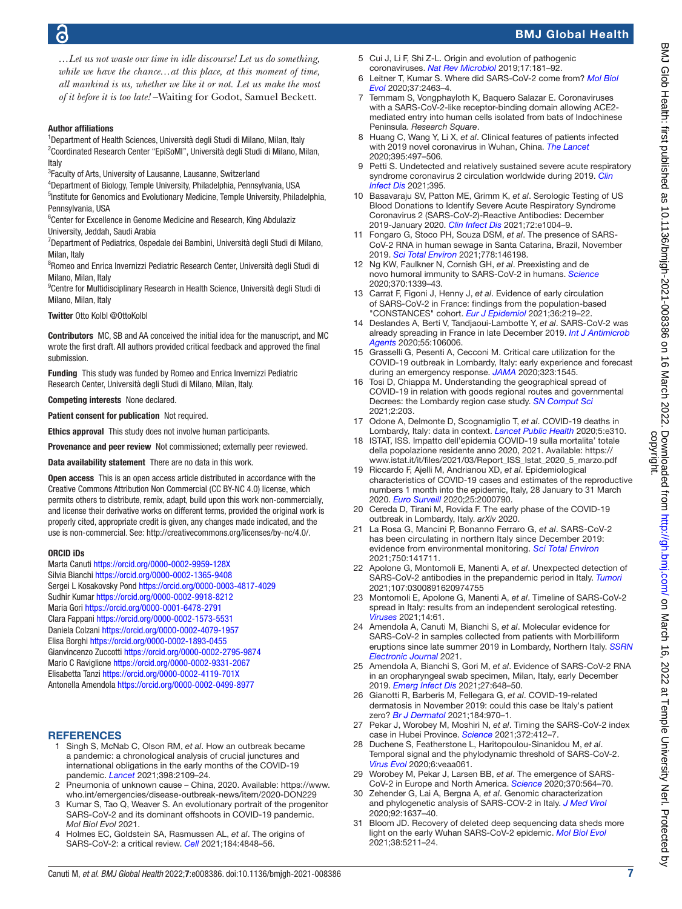*…Let us not waste our time in idle discourse! Let us do something, while we have the chance…at this place, at this moment of time, all mankind is us, whether we like it or not. Let us make the most of it before it is too late!* –Waiting for Godot, Samuel Beckett.

**Author affiliations**

[1]Department of Health Sciences, Università degli Studi di Milano, Milan, Italy
[2]Coordinated Research Center "EpiSoMI", Università degli Studi di Milano, Milan, Italy
[3]Faculty of Arts, University of Lausanne, Lausanne, Switzerland
[4]Department of Biology, Temple University, Philadelphia, Pennsylvania, USA
[5]Institute for Genomics and Evolutionary Medicine, Temple University, Philadelphia, Pennsylvania, USA
[6]Center for Excellence in Genome Medicine and Research, King Abdulaziz University, Jeddah, Saudi Arabia
[7]Department of Pediatrics, Ospedale dei Bambini, Università degli Studi di Milano, Milan, Italy
[8]Romeo and Enrica Invernizzi Pediatric Research Center, Università degli Studi di Milano, Milan, Italy
[9]Centre for Multidisciplinary Research in Health Science, Università degli Studi di Milano, Milan, Italy

**Twitter** Otto Kolbl @OttoKolbl

**Contributors** MC, SB and AA conceived the initial idea for the manuscript, and MC wrote the first draft. All authors provided critical feedback and approved the final submission.

**Funding** This study was funded by Romeo and Enrica Invernizzi Pediatric Research Center, Università degli Studi di Milano, Milan, Italy.

**Competing interests** None declared.

**Patient consent for publication** Not required.

**Ethics approval** This study does not involve human participants.

**Provenance and peer review** Not commissioned; externally peer reviewed.

**Data availability statement** There are no data in this work.

**Open access** This is an open access article distributed in accordance with the Creative Commons Attribution Non Commercial (CC BY-NC 4.0) license, which permits others to distribute, remix, adapt, build upon this work non-commercially, and license their derivative works on different terms, provided the original work is properly cited, appropriate credit is given, any changes made indicated, and the use is non-commercial. See: http://creativecommons.org/licenses/by-nc/4.0/.

**ORCID iDs**

Marta Canuti https://orcid.org/0000-0002-9959-128X
Silvia Bianchi https://orcid.org/0000-0002-1365-9408
Sergei L Kosakovsky Pond https://orcid.org/0000-0003-4817-4029
Sudhir Kumar https://orcid.org/0000-0002-9918-8212
Maria Gori https://orcid.org/0000-0001-6478-2791
Clara Fappani https://orcid.org/0000-0002-1573-5531
Daniela Colzani https://orcid.org/0000-0002-4079-1957
Elisa Borghi https://orcid.org/0000-0002-1893-0455
Gianvincenzo Zuccotti https://orcid.org/0000-0002-2795-9874
Mario C Raviglione https://orcid.org/0000-0002-9331-2067
Elisabetta Tanzi https://orcid.org/0000-0002-4119-701X
Antonella Amendola https://orcid.org/0000-0002-0499-8977

## REFERENCES

1. Singh S, McNab C, Olson RM, *et al*. How an outbreak became a pandemic: a chronological analysis of crucial junctures and international obligations in the early months of the COVID-19 pandemic. *Lancet* 2021;398:2109–24.
2. Pneumonia of unknown cause – China, 2020. Available: https://www.who.int/emergencies/disease-outbreak-news/item/2020-DON229
3. Kumar S, Tao Q, Weaver S. An evolutionary portrait of the progenitor SARS-CoV-2 and its dominant offshoots in COVID-19 pandemic. *Mol Biol Evol* 2021.
4. Holmes EC, Goldstein SA, Rasmussen AL, *et al*. The origins of SARS-CoV-2: a critical review. *Cell* 2021;184:4848–56.
5. Cui J, Li F, Shi Z-L. Origin and evolution of pathogenic coronaviruses. *Nat Rev Microbiol* 2019;17:181–92.
6. Leitner T, Kumar S. Where did SARS-CoV-2 come from? *Mol Biol Evol* 2020;37:2463–4.
7. Temmam S, Vongphayloth K, Baquero Salazar E. Coronaviruses with a SARS-CoV-2-like receptor-binding domain allowing ACE2-mediated entry into human cells isolated from bats of Indochinese Peninsula. *Research Square*.
8. Huang C, Wang Y, Li X, *et al*. Clinical features of patients infected with 2019 novel coronavirus in Wuhan, China. *The Lancet* 2020;395:497–506.
9. Petti S. Undetected and relatively sustained severe acute respiratory syndrome coronavirus 2 circulation worldwide during 2019. *Clin Infect Dis* 2021;395.
10. Basavaraju SV, Patton ME, Grimm K, *et al*. Serologic Testing of US Blood Donations to Identify Severe Acute Respiratory Syndrome Coronavirus 2 (SARS-CoV-2)-Reactive Antibodies: December 2019-January 2020. *Clin Infect Dis* 2021;72:e1004–9.
11. Fongaro G, Stoco PH, Souza DSM, *et al*. The presence of SARS-CoV-2 RNA in human sewage in Santa Catarina, Brazil, November 2019. *Sci Total Environ* 2021;778:146198.
12. Ng KW, Faulkner N, Cornish GH, *et al*. Preexisting and de novo humoral immunity to SARS-CoV-2 in humans. *Science* 2020;370:1339–43.
13. Carrat F, Figoni J, Henny J, *et al*. Evidence of early circulation of SARS-CoV-2 in France: findings from the population-based "CONSTANCES" cohort. *Eur J Epidemiol* 2021;36:219–22.
14. Deslandes A, Berti V, Tandjaoui-Lambotte Y, *et al*. SARS-CoV-2 was already spreading in France in late December 2019. *Int J Antimicrob Agents* 2020;55:106006.
15. Grasselli G, Pesenti A, Cecconi M. Critical care utilization for the COVID-19 outbreak in Lombardy, Italy: early experience and forecast during an emergency response. *JAMA* 2020;323:1545.
16. Tosi D, Chiappa M. Understanding the geographical spread of COVID-19 in relation with goods regional routes and governmental Decrees: the Lombardy region case study. *SN Comput Sci* 2021;2:203.
17. Odone A, Delmonte D, Scognamiglio T, *et al*. COVID-19 deaths in Lombardy, Italy: data in context. *Lancet Public Health* 2020;5:e310.
18. ISTAT, ISS. Impatto dell'epidemia COVID-19 sulla mortalita' totale della popolazione residente anno 2020, 2021. Available: https://www.istat.it/it/files/2021/03/Report_ISS_Istat_2020_5_marzo.pdf
19. Riccardo F, Ajelli M, Andrianou XD, *et al*. Epidemiological characteristics of COVID-19 cases and estimates of the reproductive numbers 1 month into the epidemic, Italy, 28 January to 31 March 2020. *Euro Surveill* 2020;25:2000790.
20. Cereda D, Tirani M, Rovida F. The early phase of the COVID-19 outbreak in Lombardy, Italy. *arXiv* 2020.
21. La Rosa G, Mancini P, Bonanno Ferraro G, *et al*. SARS-CoV-2 has been circulating in northern Italy since December 2019: evidence from environmental monitoring. *Sci Total Environ* 2021;750:141711.
22. Apolone G, Montomoli E, Manenti A, *et al*. Unexpected detection of SARS-CoV-2 antibodies in the prepandemic period in Italy. *Tumori* 2021;107:0300891620974755
23. Montomoli E, Apolone G, Manenti A, *et al*. Timeline of SARS-CoV-2 spread in Italy: results from an independent serological retesting. *Viruses* 2021;14:61.
24. Amendola A, Canuti M, Bianchi S, *et al*. Molecular evidence for SARS-CoV-2 in samples collected from patients with Morbilliform eruptions since late summer 2019 in Lombardy, Northern Italy. *SSRN Electronic Journal* 2021.
25. Amendola A, Bianchi S, Gori M, *et al*. Evidence of SARS-CoV-2 RNA in an oropharyngeal swab specimen, Milan, Italy, early December 2019. *Emerg Infect Dis* 2021;27:648–50.
26. Gianotti R, Barberis M, Fellegara G, *et al*. COVID-19-related dermatosis in November 2019: could this case be Italy's patient zero? *Br J Dermatol* 2021;184:970–1.
27. Pekar J, Worobey M, Moshiri N, *et al*. Timing the SARS-CoV-2 index case in Hubei Province. *Science* 2021;372:412–7.
28. Duchene S, Featherstone L, Haritopoulou-Sinanidou M, *et al*. Temporal signal and the phylodynamic threshold of SARS-CoV-2. *Virus Evol* 2020;6:veaa061.
29. Worobey M, Pekar J, Larsen BB, *et al*. The emergence of SARS-CoV-2 in Europe and North America. *Science* 2020;370:564–70.
30. Zehender G, Lai A, Bergna A, *et al*. Genomic characterization and phylogenetic analysis of SARS-COV-2 in Italy. *J Med Virol* 2020;92:1637–40.
31. Bloom JD. Recovery of deleted deep sequencing data sheds more light on the early Wuhan SARS-CoV-2 epidemic. *Mol Biol Evol* 2021;38:5211–24.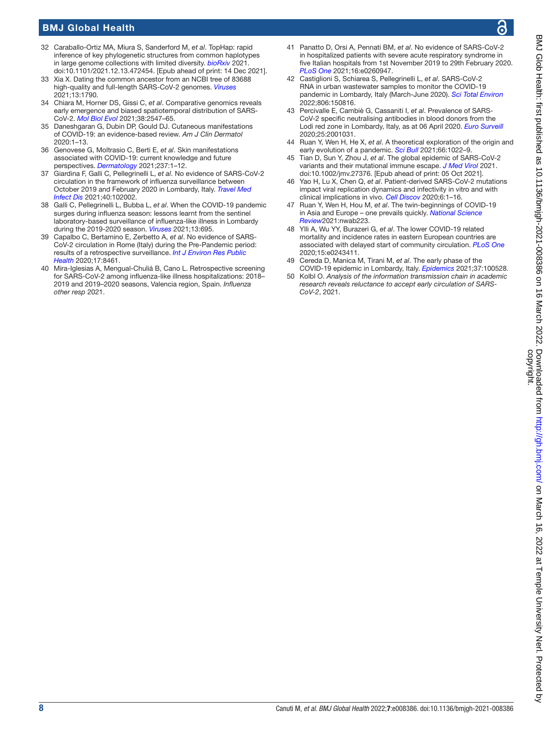32 Caraballo-Ortiz MA, Miura S, Sanderford M, *et al*. TopHap: rapid inference of key phylogenetic structures from common haplotypes in large genome collections with limited diversity. *bioRxiv* 2021. doi:10.1101/2021.12.13.472454. [Epub ahead of print: 14 Dec 2021].
33 Xia X. Dating the common ancestor from an NCBI tree of 83688 high-quality and full-length SARS-CoV-2 genomes. *Viruses* 2021;13:1790.
34 Chiara M, Horner DS, Gissi C, *et al*. Comparative genomics reveals early emergence and biased spatiotemporal distribution of SARS-CoV-2. *Mol Biol Evol* 2021;38:2547–65.
35 Daneshgaran G, Dubin DP, Gould DJ. Cutaneous manifestations of COVID-19: an evidence-based review. *Am J Clin Dermatol* 2020:1–13.
36 Genovese G, Moltrasio C, Berti E, *et al*. Skin manifestations associated with COVID-19: current knowledge and future perspectives. *Dermatology* 2021;237:1–12.
37 Giardina F, Galli C, Pellegrinelli L, *et al*. No evidence of SARS-CoV-2 circulation in the framework of influenza surveillance between October 2019 and February 2020 in Lombardy, Italy. *Travel Med Infect Dis* 2021;40:102002.
38 Galli C, Pellegrinelli L, Bubba L, *et al*. When the COVID-19 pandemic surges during influenza season: lessons learnt from the sentinel laboratory-based surveillance of influenza-like illness in Lombardy during the 2019-2020 season. *Viruses* 2021;13:695.
39 Capalbo C, Bertamino E, Zerbetto A, *et al*. No evidence of SARS-CoV-2 circulation in Rome (Italy) during the Pre-Pandemic period: results of a retrospective surveillance. *Int J Environ Res Public Health* 2020;17:8461.
40 Mira-Iglesias A, Mengual-Chuliá B, Cano L. Retrospective screening for SARS-CoV-2 among influenza-like illness hospitalizations: 2018–2019 and 2019–2020 seasons, Valencia region, Spain. *Influenza other resp* 2021.
41 Panatto D, Orsi A, Pennati BM, *et al*. No evidence of SARS-CoV-2 in hospitalized patients with severe acute respiratory syndrome in five Italian hospitals from 1st November 2019 to 29th February 2020. *PLoS One* 2021;16:e0260947.
42 Castiglioni S, Schiarea S, Pellegrinelli L, *et al*. SARS-CoV-2 RNA in urban wastewater samples to monitor the COVID-19 pandemic in Lombardy, Italy (March-June 2020). *Sci Total Environ* 2022;806:150816.
43 Percivalle E, Cambiè G, Cassaniti I, *et al*. Prevalence of SARS-CoV-2 specific neutralising antibodies in blood donors from the Lodi red zone in Lombardy, Italy, as at 06 April 2020. *Euro Surveill* 2020;25:2001031.
44 Ruan Y, Wen H, He X, *et al*. A theoretical exploration of the origin and early evolution of a pandemic. *Sci Bull* 2021;66:1022–9.
45 Tian D, Sun Y, Zhou J, *et al*. The global epidemic of SARS-CoV-2 variants and their mutational immune escape. *J Med Virol* 2021. doi:10.1002/jmv.27376. [Epub ahead of print: 05 Oct 2021].
46 Yao H, Lu X, Chen Q, *et al*. Patient-derived SARS-CoV-2 mutations impact viral replication dynamics and infectivity in vitro and with clinical implications in vivo. *Cell Discov* 2020;6:1–16.
47 Ruan Y, Wen H, Hou M, *et al*. The twin-beginnings of COVID-19 in Asia and Europe – one prevails quickly. *National Science Review*2021:nwab223.
48 Ylli A, Wu YY, Burazeri G, *et al*. The lower COVID-19 related mortality and incidence rates in eastern European countries are associated with delayed start of community circulation. *PLoS One* 2020;15:e0243411.
49 Cereda D, Manica M, Tirani M, *et al*. The early phase of the COVID-19 epidemic in Lombardy, Italy. *Epidemics* 2021;37:100528.
50 Kolbl O. *Analysis of the information transmission chain in academic research reveals reluctance to accept early circulation of SARS-CoV-2*, 2021.